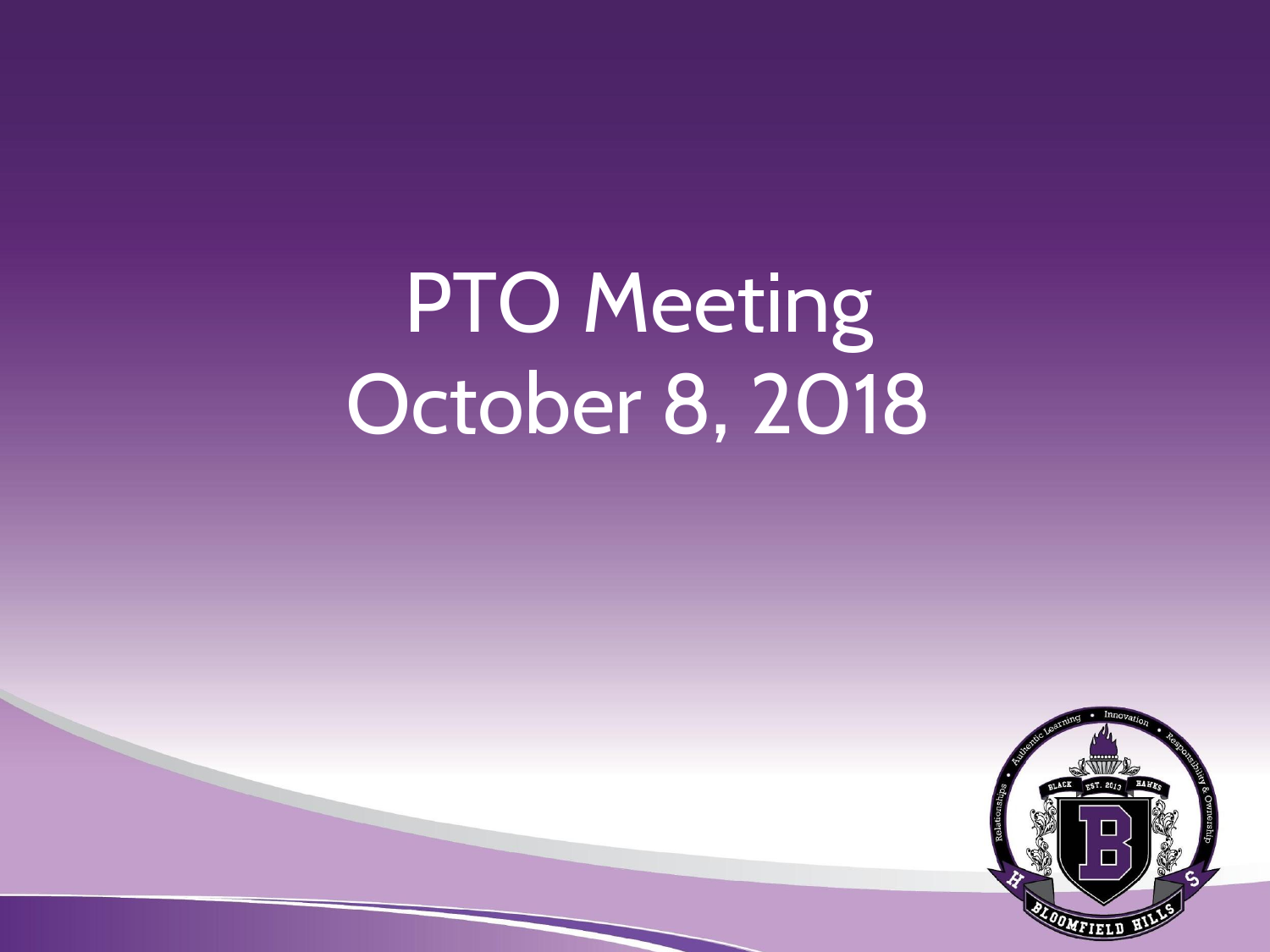# PTO Meeting
# October 8, 2018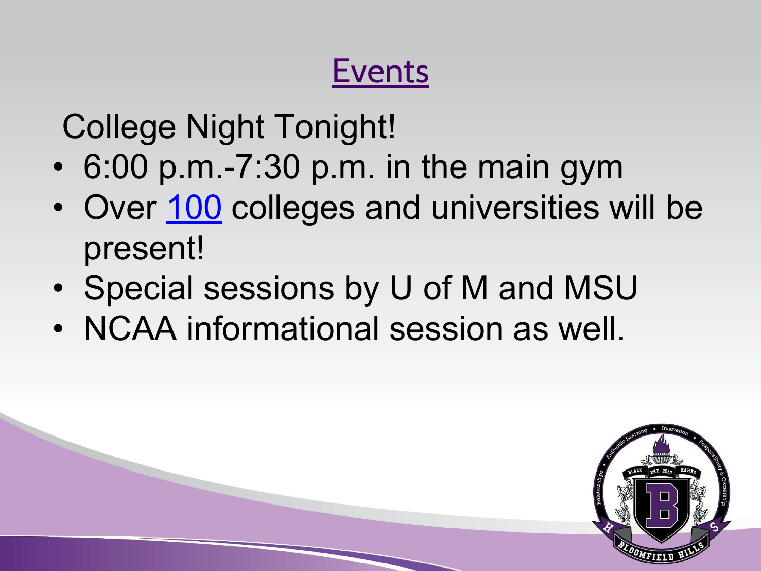# Events

College Night Tonight!

- 6:00 p.m.-7:30 p.m. in the main gym
- Over 100 colleges and universities will be present!
- Special sessions by U of M and MSU
- NCAA informational session as well.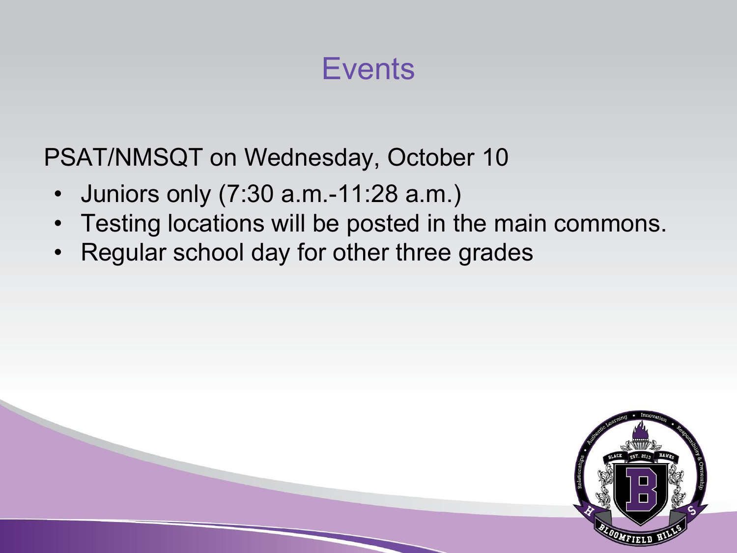# Events

PSAT/NMSQT on Wednesday, October 10

- Juniors only (7:30 a.m.-11:28 a.m.)
- Testing locations will be posted in the main commons.
- Regular school day for other three grades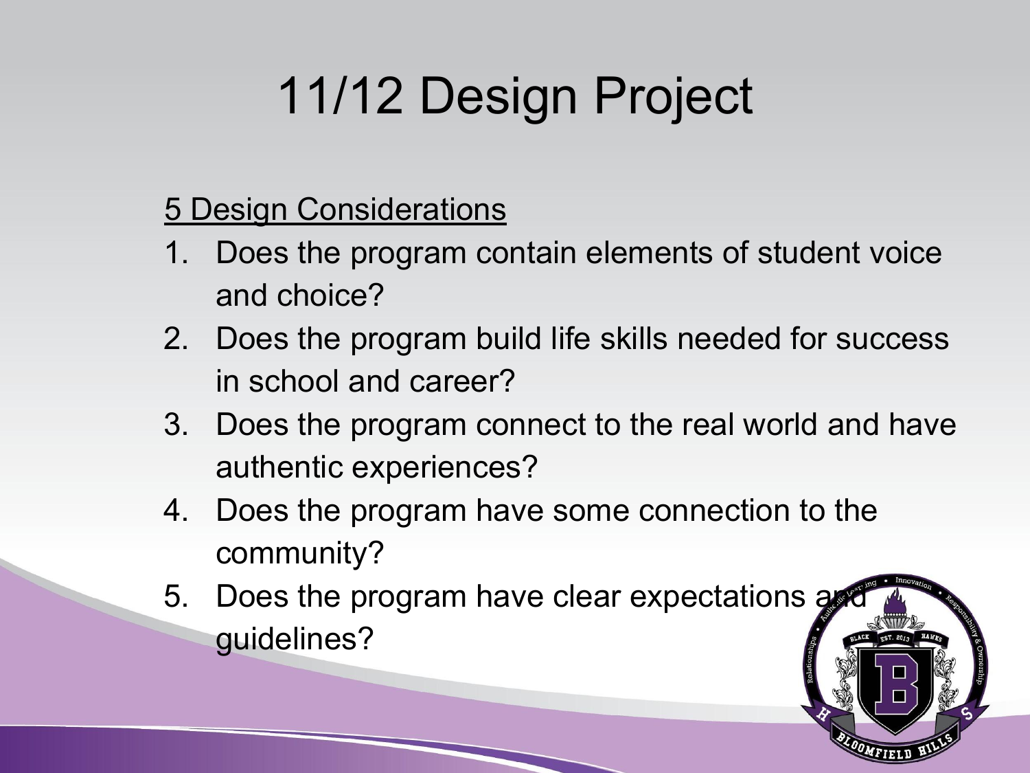# 11/12 Design Project

<u>5 Design Considerations</u>

1. Does the program contain elements of student voice and choice?
2. Does the program build life skills needed for success in school and career?
3. Does the program connect to the real world and have authentic experiences?
4. Does the program have some connection to the community?
5. Does the program have clear expectations and guidelines?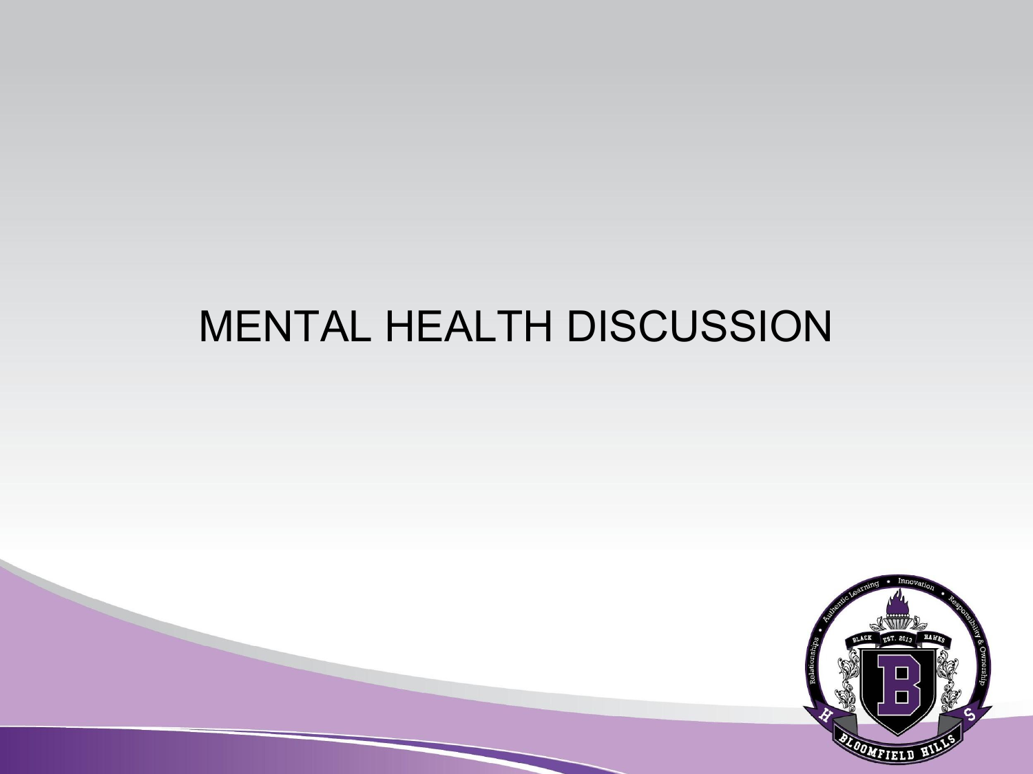# MENTAL HEALTH DISCUSSION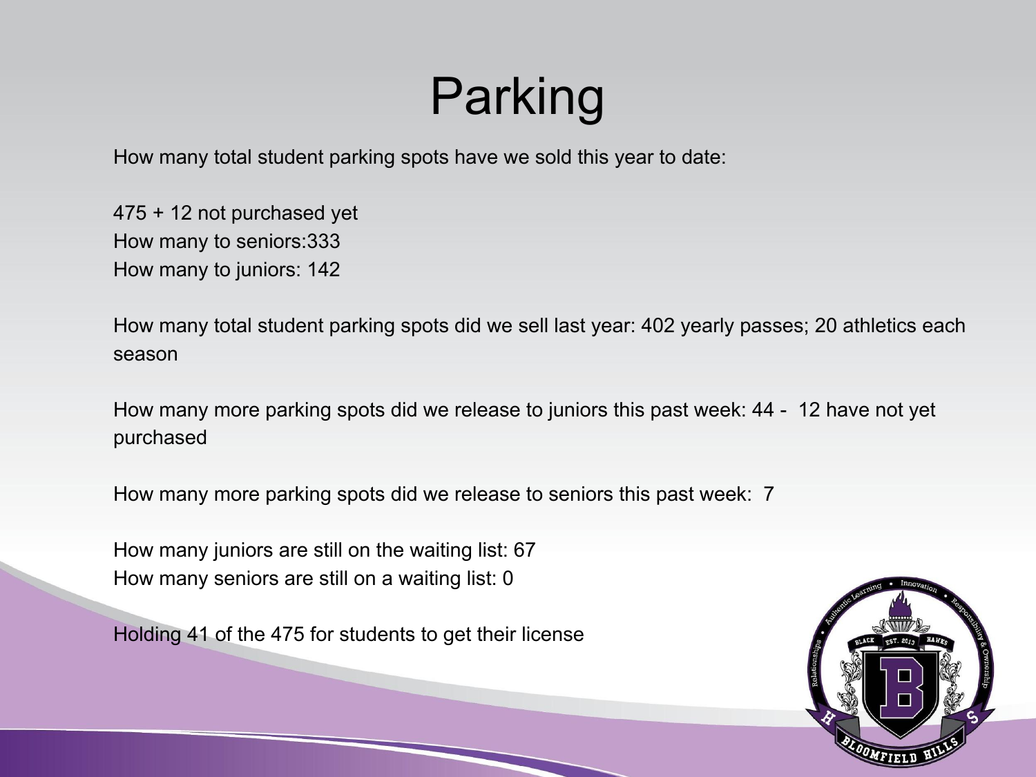# Parking

How many total student parking spots have we sold this year to date:

475 + 12 not purchased yet
How many to seniors:333
How many to juniors: 142

How many total student parking spots did we sell last year: 402 yearly passes; 20 athletics each season

How many more parking spots did we release to juniors this past week: 44 - 12 have not yet purchased

How many more parking spots did we release to seniors this past week: 7

How many juniors are still on the waiting list: 67
How many seniors are still on a waiting list: 0

Holding 41 of the 475 for students to get their license